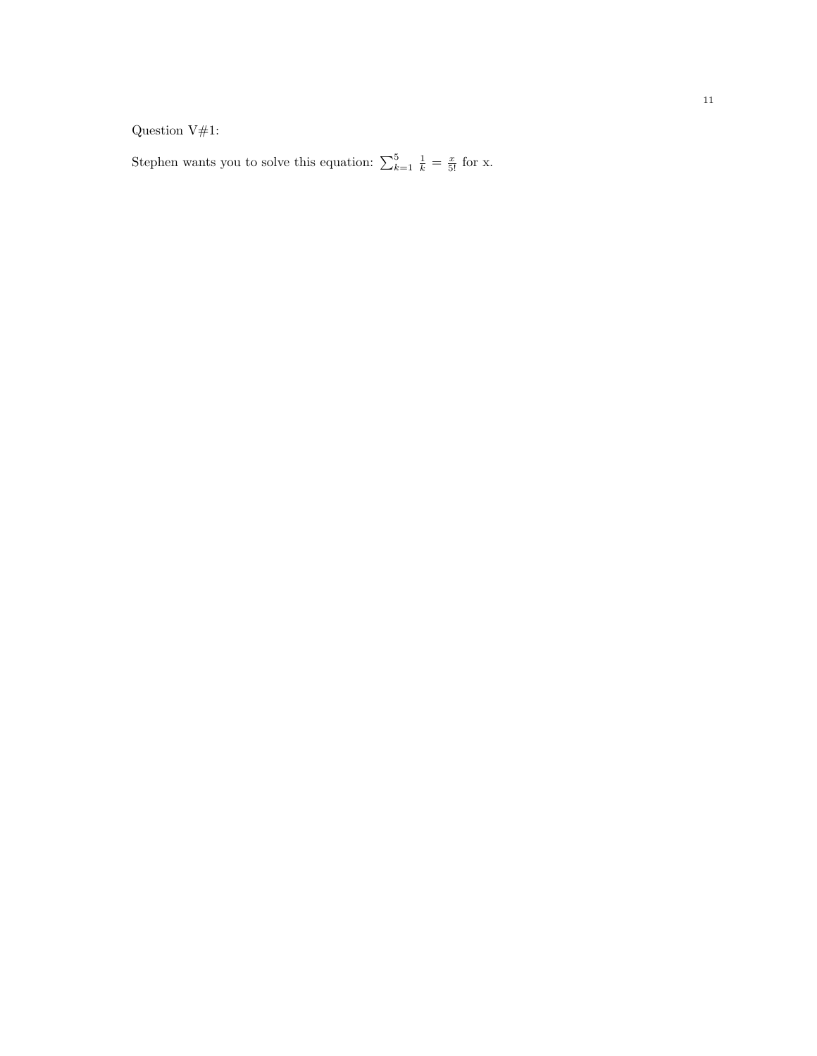Question V#1:

Stephen wants you to solve this equation: $\sum_{k=1}^{5} \frac{1}{k} = \frac{x}{5!}$ for x.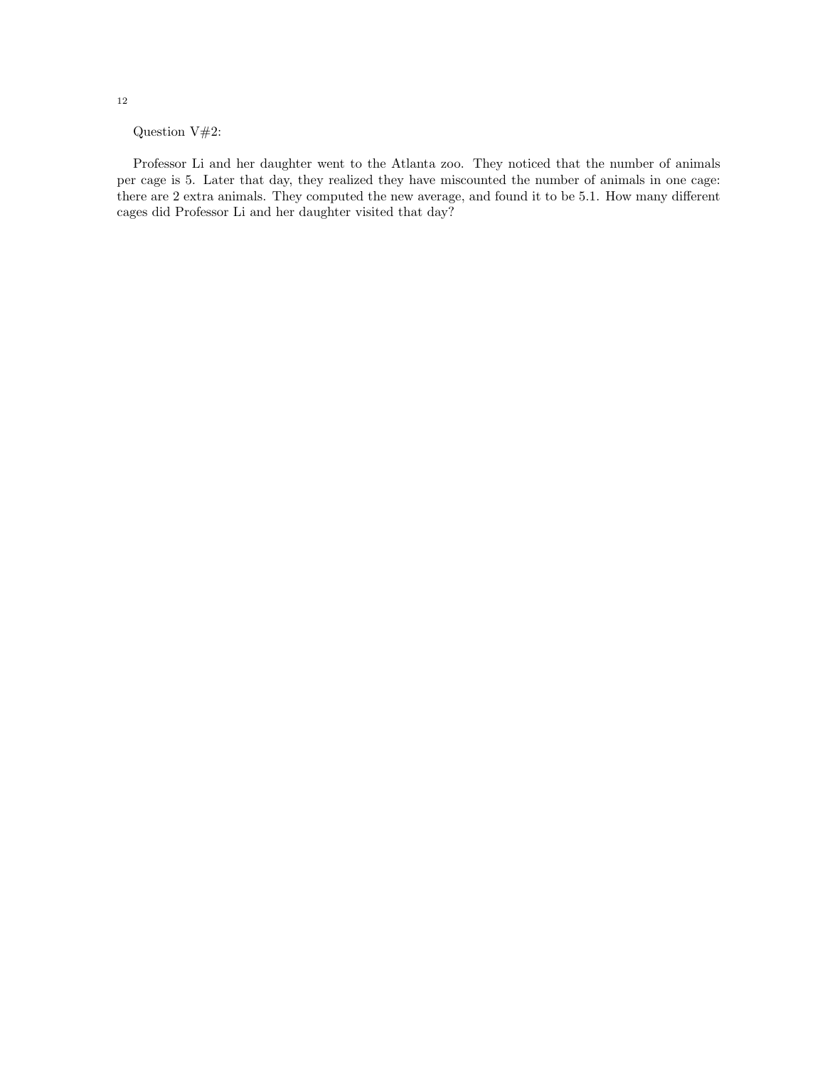Question V#2:

Professor Li and her daughter went to the Atlanta zoo. They noticed that the number of animals per cage is 5. Later that day, they realized they have miscounted the number of animals in one cage: there are 2 extra animals. They computed the new average, and found it to be 5.1. How many different cages did Professor Li and her daughter visited that day?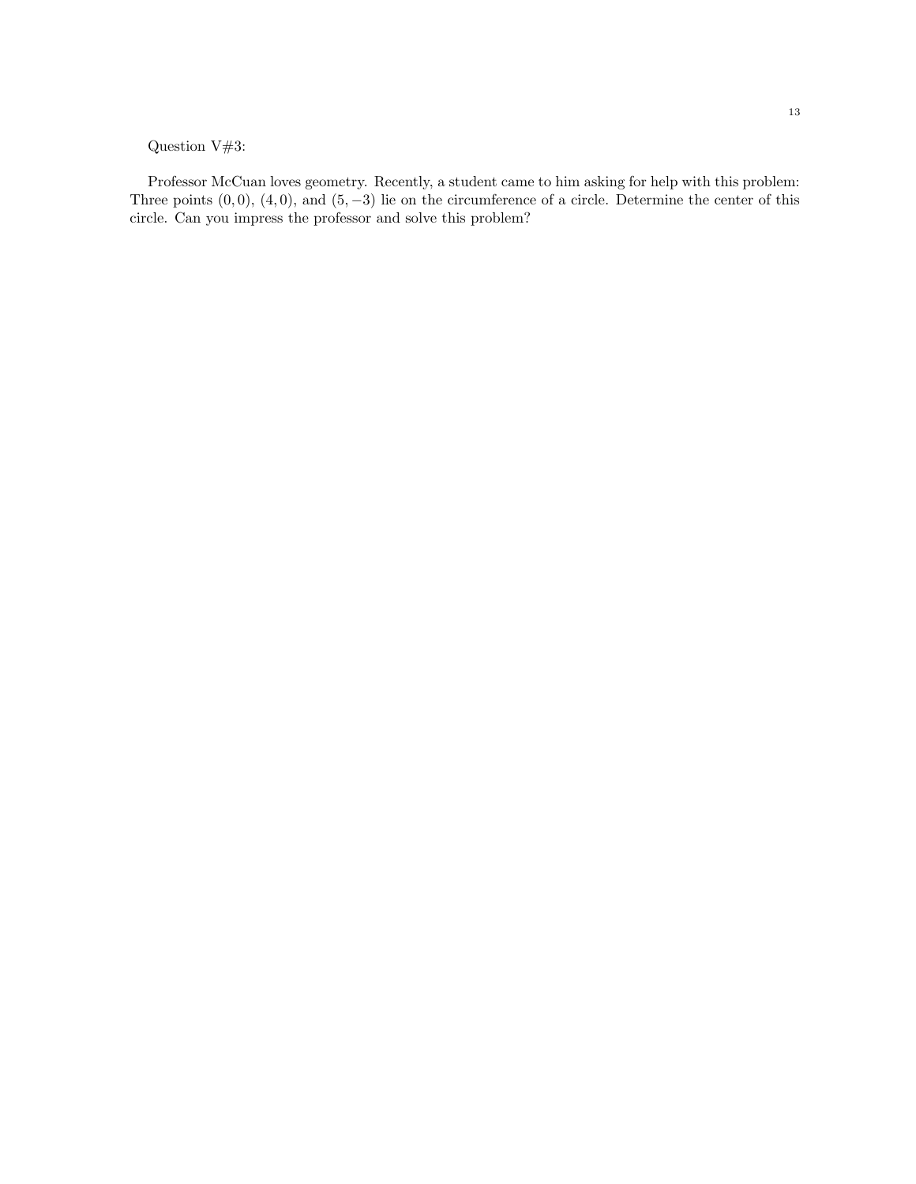Question V#3:

Professor McCuan loves geometry. Recently, a student came to him asking for help with this problem: Three points $(0, 0)$, $(4, 0)$, and $(5, -3)$ lie on the circumference of a circle. Determine the center of this circle. Can you impress the professor and solve this problem?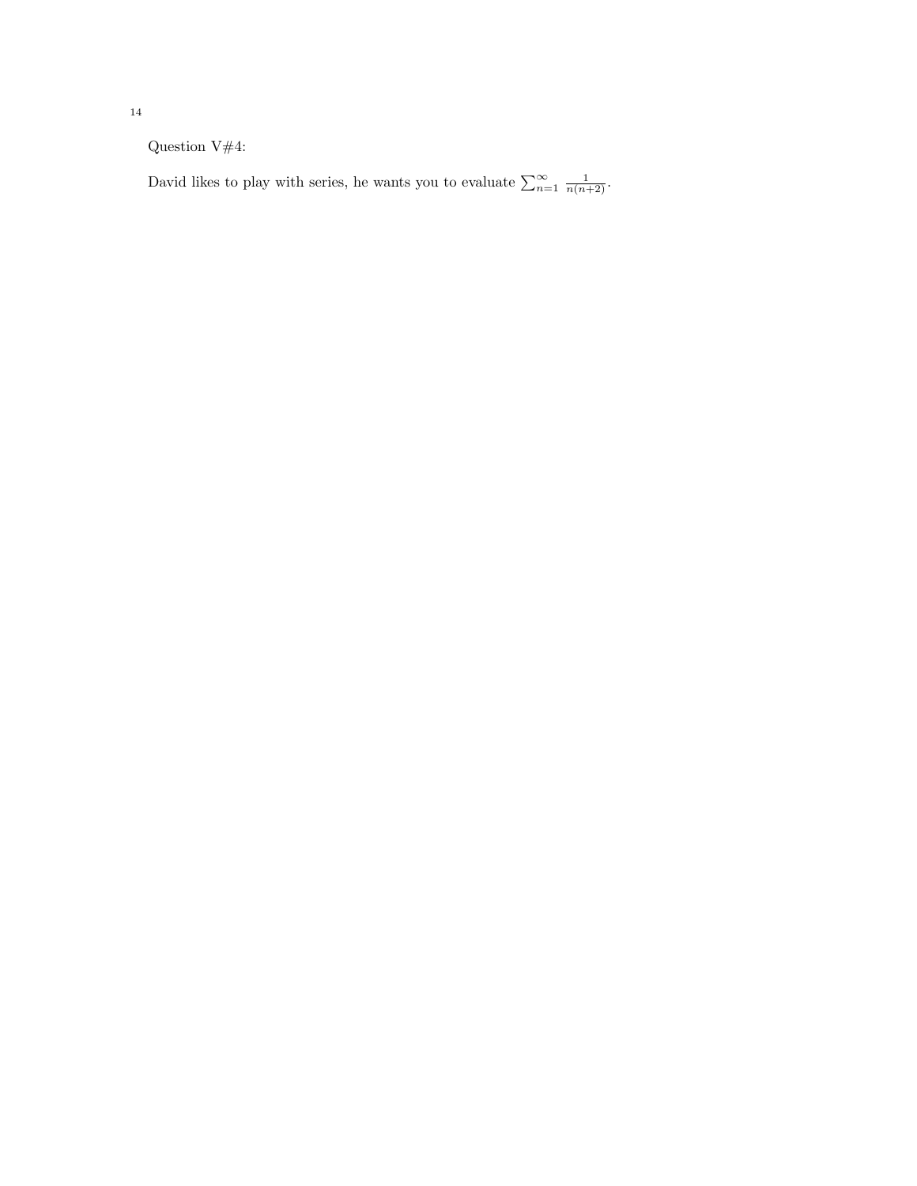Question V#4:

David likes to play with series, he wants you to evaluate $\sum_{n=1}^{\infty} \frac{1}{n(n+2)}$.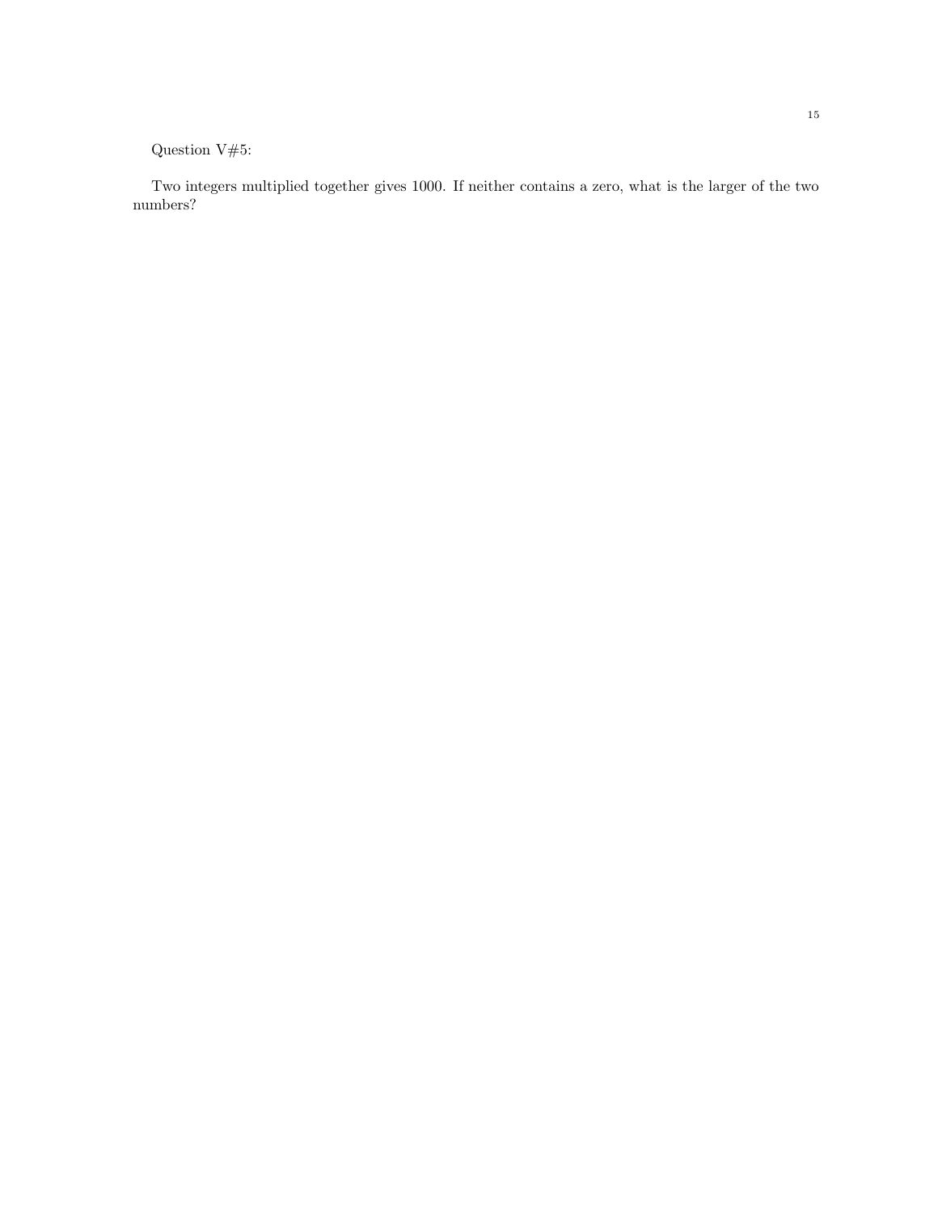Question V#5:

Two integers multiplied together gives 1000. If neither contains a zero, what is the larger of the two numbers?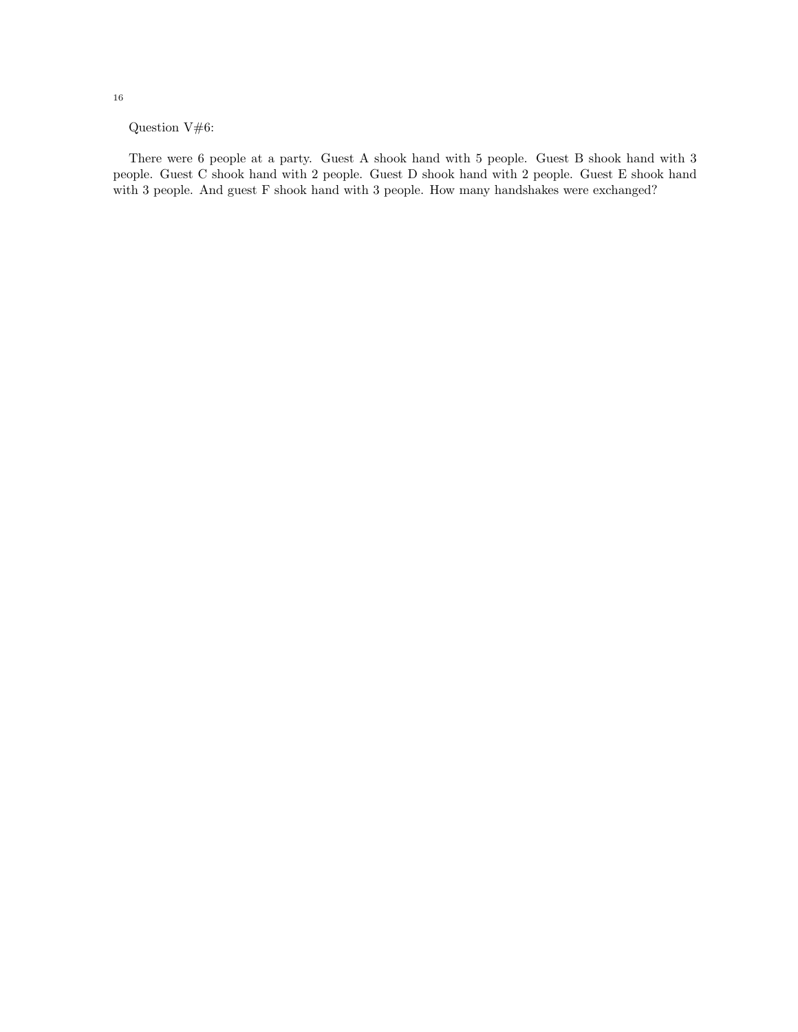Question V#6:

There were 6 people at a party. Guest A shook hand with 5 people. Guest B shook hand with 3 people. Guest C shook hand with 2 people. Guest D shook hand with 2 people. Guest E shook hand with 3 people. And guest F shook hand with 3 people. How many handshakes were exchanged?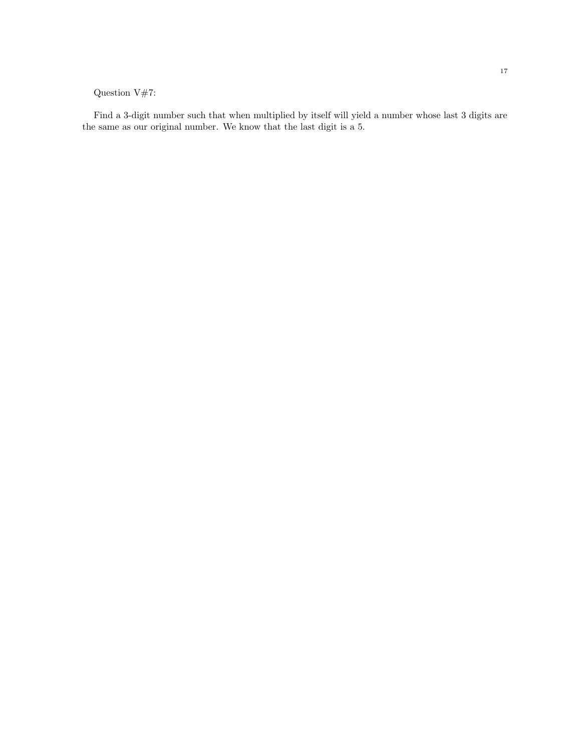Question V#7:

Find a 3-digit number such that when multiplied by itself will yield a number whose last 3 digits are the same as our original number. We know that the last digit is a 5.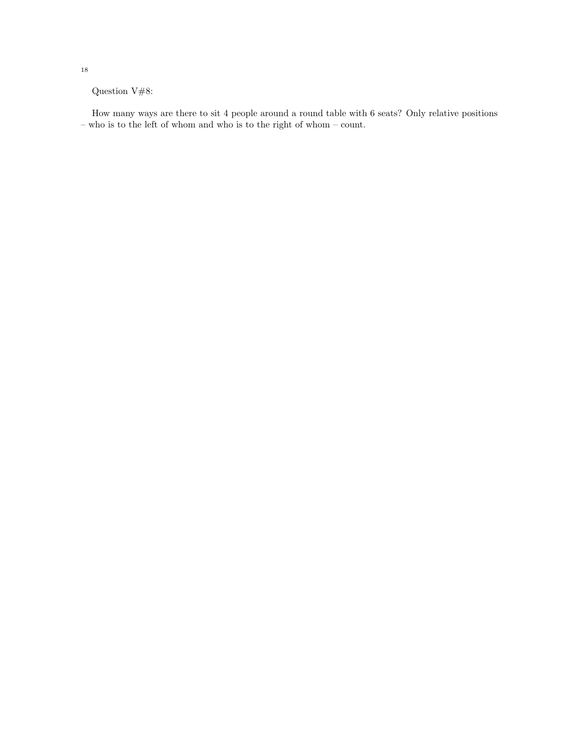Question V#8:

How many ways are there to sit 4 people around a round table with 6 seats? Only relative positions – who is to the left of whom and who is to the right of whom – count.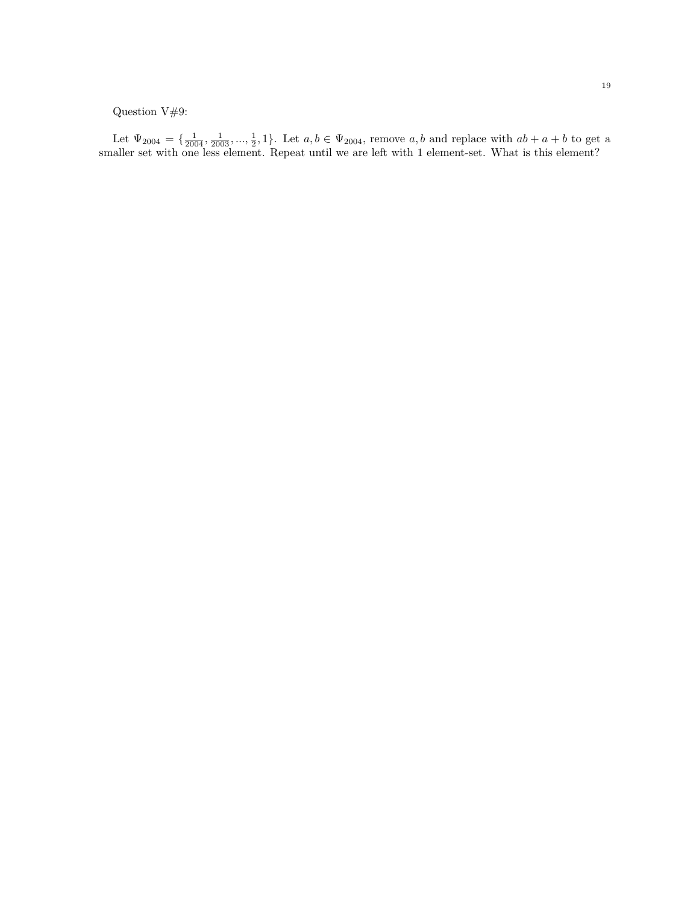Question V#9:

Let $\Psi_{2004} = \{\frac{1}{2004}, \frac{1}{2003}, ..., \frac{1}{2}, 1\}$. Let $a, b \in \Psi_{2004}$, remove $a, b$ and replace with $ab + a + b$ to get a smaller set with one less element. Repeat until we are left with 1 element-set. What is this element?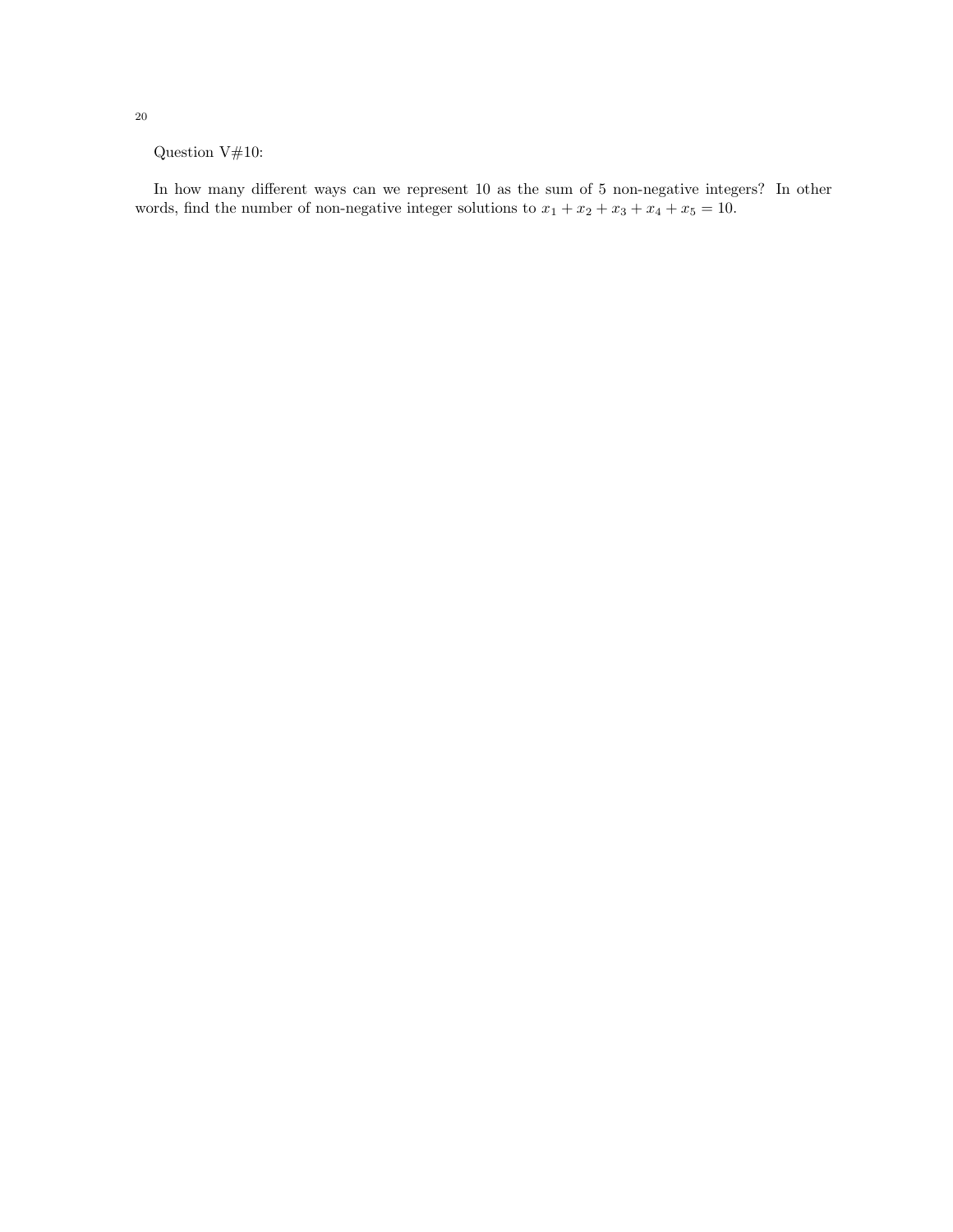Question V#10:

In how many different ways can we represent 10 as the sum of 5 non-negative integers? In other words, find the number of non-negative integer solutions to $x_1 + x_2 + x_3 + x_4 + x_5 = 10$.